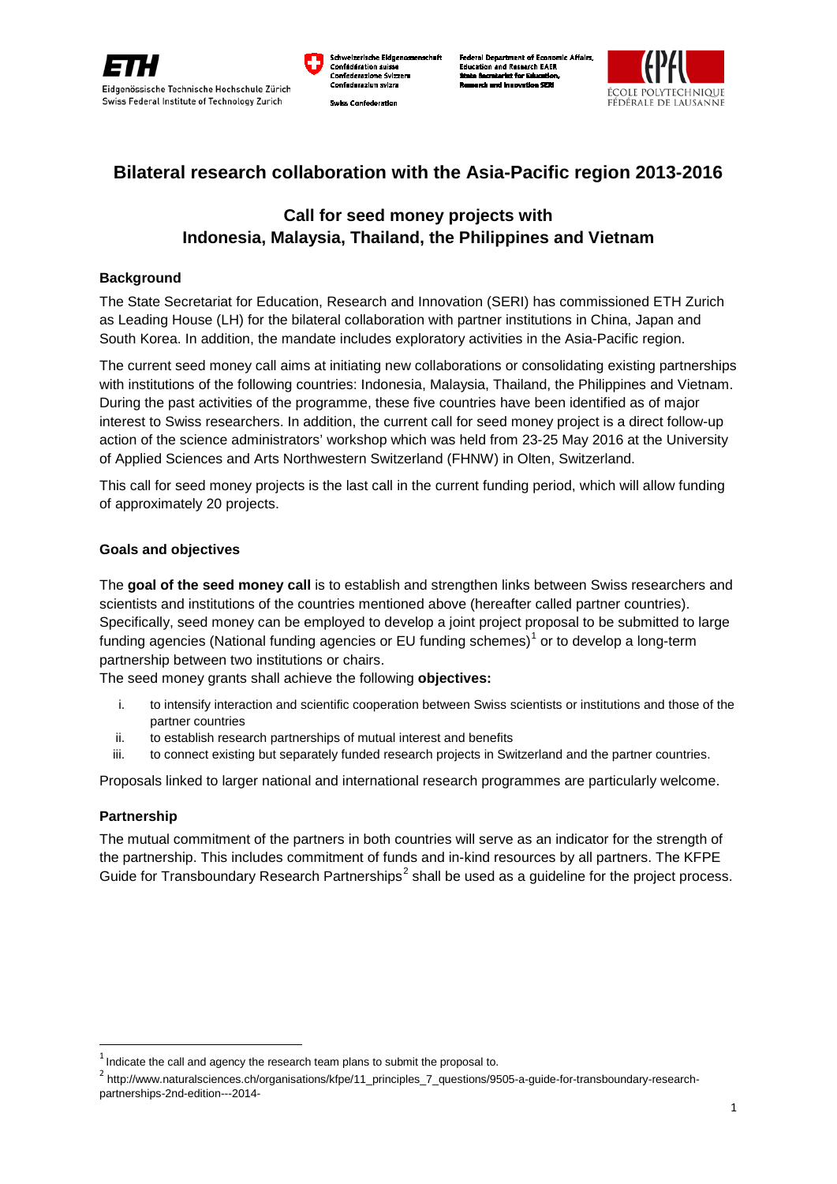Eidgenössische Technische Hochschule Zürich
Swiss Federal Institute of Technology Zurich

Schweizerische Eidgenossenschaft
Confédération suisse
Confederazione Svizzera
Confederaziun svizra

Swiss Confederation

Federal Department of Economic Affairs, Education and Research EAER
State Secretariat for Education, Research and Innovation SERI

ÉCOLE POLYTECHNIQUE FÉDÉRALE DE LAUSANNE

# Bilateral research collaboration with the Asia-Pacific region 2013-2016

## Call for seed money projects with Indonesia, Malaysia, Thailand, the Philippines and Vietnam

### Background

The State Secretariat for Education, Research and Innovation (SERI) has commissioned ETH Zurich as Leading House (LH) for the bilateral collaboration with partner institutions in China, Japan and South Korea. In addition, the mandate includes exploratory activities in the Asia-Pacific region.

The current seed money call aims at initiating new collaborations or consolidating existing partnerships with institutions of the following countries: Indonesia, Malaysia, Thailand, the Philippines and Vietnam. During the past activities of the programme, these five countries have been identified as of major interest to Swiss researchers. In addition, the current call for seed money project is a direct follow-up action of the science administrators' workshop which was held from 23-25 May 2016 at the University of Applied Sciences and Arts Northwestern Switzerland (FHNW) in Olten, Switzerland.

This call for seed money projects is the last call in the current funding period, which will allow funding of approximately 20 projects.

### Goals and objectives

The **goal of the seed money call** is to establish and strengthen links between Swiss researchers and scientists and institutions of the countries mentioned above (hereafter called partner countries). Specifically, seed money can be employed to develop a joint project proposal to be submitted to large funding agencies (National funding agencies or EU funding schemes)[1] or to develop a long-term partnership between two institutions or chairs.

The seed money grants shall achieve the following **objectives:**

i. to intensify interaction and scientific cooperation between Swiss scientists or institutions and those of the partner countries
ii. to establish research partnerships of mutual interest and benefits
iii. to connect existing but separately funded research projects in Switzerland and the partner countries.

Proposals linked to larger national and international research programmes are particularly welcome.

### Partnership

The mutual commitment of the partners in both countries will serve as an indicator for the strength of the partnership. This includes commitment of funds and in-kind resources by all partners. The KFPE Guide for Transboundary Research Partnerships[2] shall be used as a guideline for the project process.

---

[1] Indicate the call and agency the research team plans to submit the proposal to.

[2] http://www.naturalsciences.ch/organisations/kfpe/11_principles_7_questions/9505-a-guide-for-transboundary-research-partnerships-2nd-edition---2014-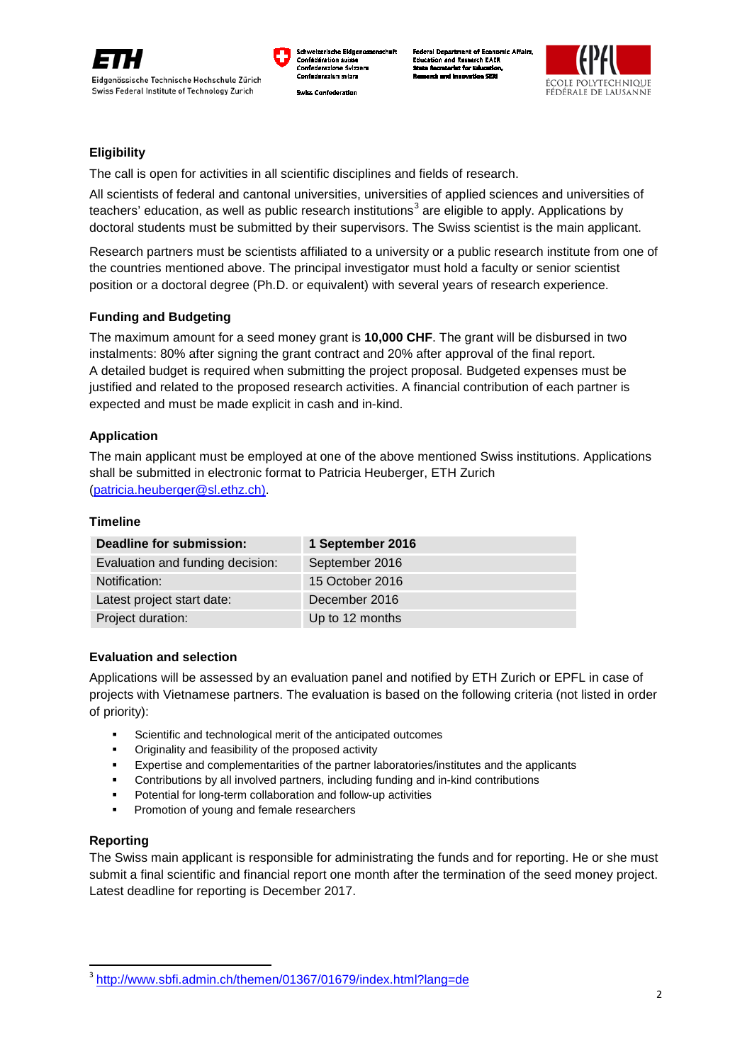## Eligibility

The call is open for activities in all scientific disciplines and fields of research.

All scientists of federal and cantonal universities, universities of applied sciences and universities of teachers' education, as well as public research institutions[3] are eligible to apply. Applications by doctoral students must be submitted by their supervisors. The Swiss scientist is the main applicant.

Research partners must be scientists affiliated to a university or a public research institute from one of the countries mentioned above. The principal investigator must hold a faculty or senior scientist position or a doctoral degree (Ph.D. or equivalent) with several years of research experience.

## Funding and Budgeting

The maximum amount for a seed money grant is **10,000 CHF**. The grant will be disbursed in two instalments: 80% after signing the grant contract and 20% after approval of the final report. A detailed budget is required when submitting the project proposal. Budgeted expenses must be justified and related to the proposed research activities. A financial contribution of each partner is expected and must be made explicit in cash and in-kind.

## Application

The main applicant must be employed at one of the above mentioned Swiss institutions. Applications shall be submitted in electronic format to Patricia Heuberger, ETH Zurich (patricia.heuberger@sl.ethz.ch).

## Timeline

| **Deadline for submission:** | **1 September 2016** |
|---|---|
| Evaluation and funding decision: | September 2016 |
| Notification: | 15 October 2016 |
| Latest project start date: | December 2016 |
| Project duration: | Up to 12 months |

## Evaluation and selection

Applications will be assessed by an evaluation panel and notified by ETH Zurich or EPFL in case of projects with Vietnamese partners. The evaluation is based on the following criteria (not listed in order of priority):

- Scientific and technological merit of the anticipated outcomes
- Originality and feasibility of the proposed activity
- Expertise and complementarities of the partner laboratories/institutes and the applicants
- Contributions by all involved partners, including funding and in-kind contributions
- Potential for long-term collaboration and follow-up activities
- Promotion of young and female researchers

## Reporting

The Swiss main applicant is responsible for administrating the funds and for reporting. He or she must submit a final scientific and financial report one month after the termination of the seed money project. Latest deadline for reporting is December 2017.

[3] http://www.sbfi.admin.ch/themen/01367/01679/index.html?lang=de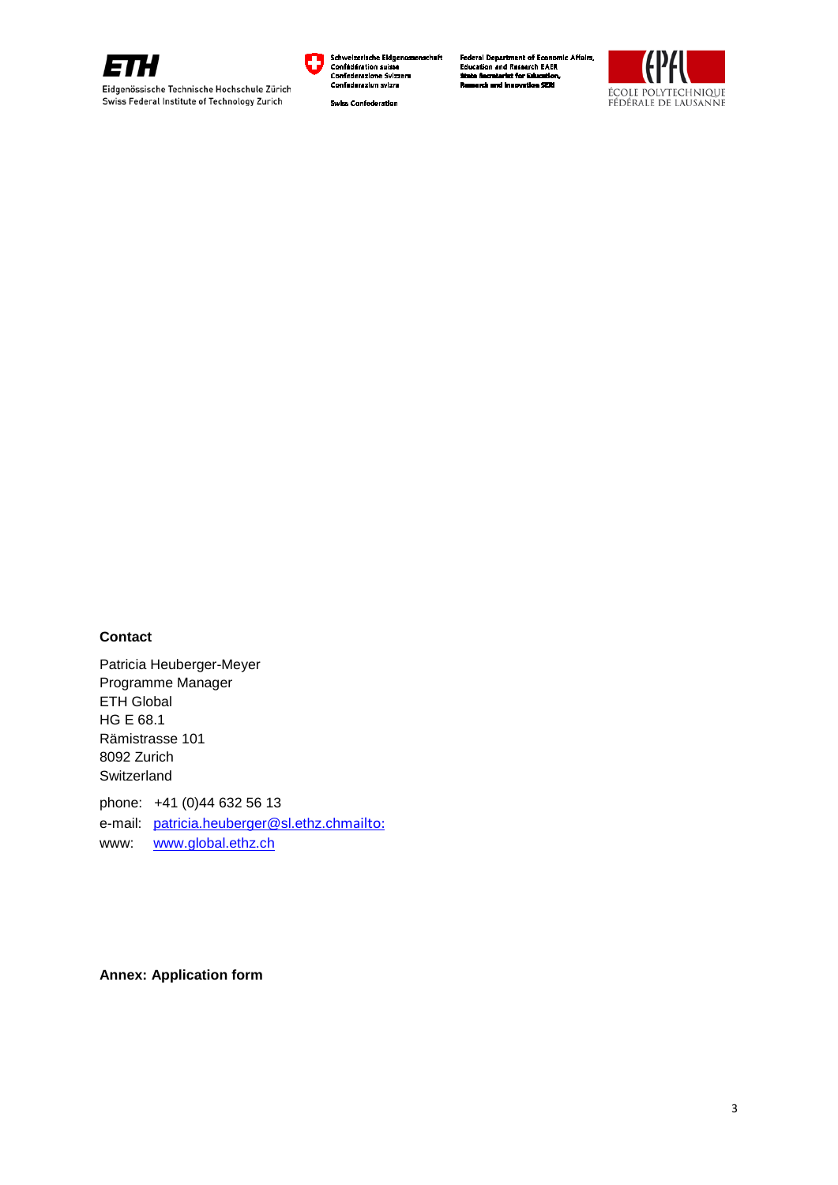**Contact**

Patricia Heuberger-Meyer
Programme Manager
ETH Global
HG E 68.1
Rämistrasse 101
8092 Zurich
Switzerland

phone: +41 (0)44 632 56 13
e-mail: patricia.heuberger@sl.ethz.chmailto:
www: www.global.ethz.ch

**Annex: Application form**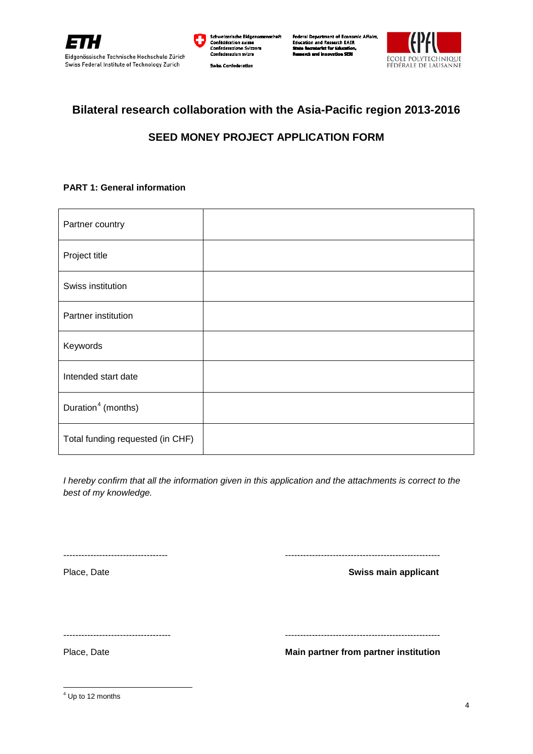# Bilateral research collaboration with the Asia-Pacific region 2013-2016

## SEED MONEY PROJECT APPLICATION FORM

**PART 1: General information**

| | |
|---|---|
| Partner country | |
| Project title | |
| Swiss institution | |
| Partner institution | |
| Keywords | |
| Intended start date | |
| Duration[4] (months) | |
| Total funding requested (in CHF) | |

*I hereby confirm that all the information given in this application and the attachments is correct to the best of my knowledge.*

----------------------------------- ----------------------------------------------------

Place, Date **Swiss main applicant**

------------------------------------ ----------------------------------------------------

Place, Date **Main partner from partner institution**

[4] Up to 12 months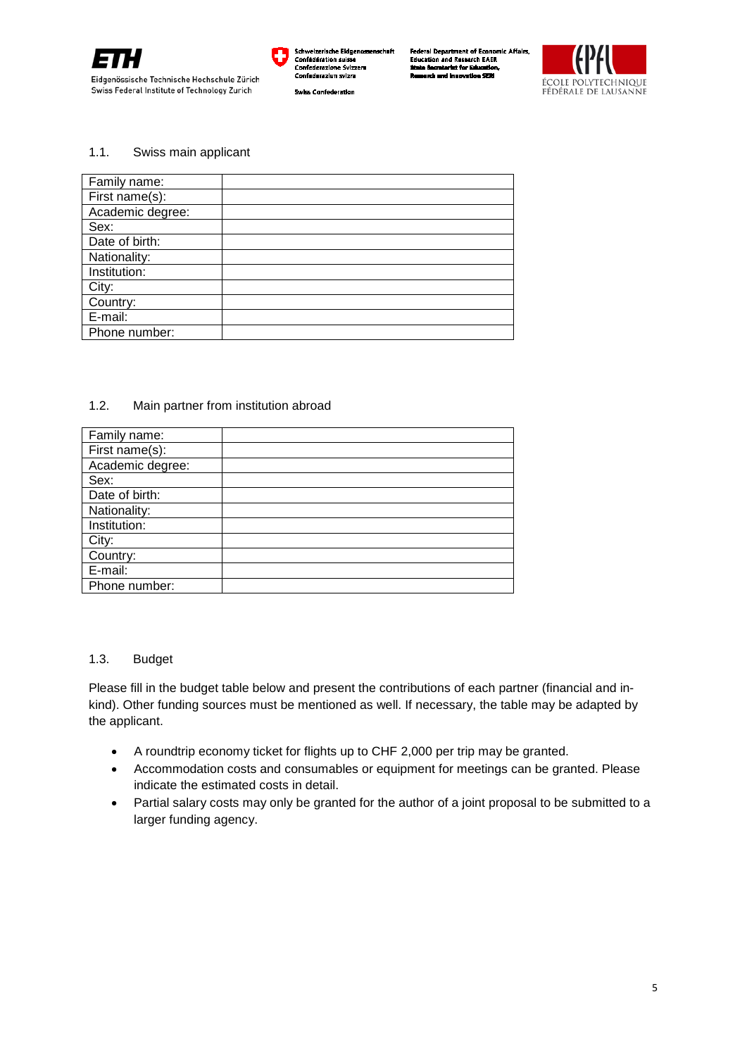### 1.1. Swiss main applicant

| Family name: | |
|---|---|
| First name(s): | |
| Academic degree: | |
| Sex: | |
| Date of birth: | |
| Nationality: | |
| Institution: | |
| City: | |
| Country: | |
| E-mail: | |
| Phone number: | |

### 1.2. Main partner from institution abroad

| Family name: | |
|---|---|
| First name(s): | |
| Academic degree: | |
| Sex: | |
| Date of birth: | |
| Nationality: | |
| Institution: | |
| City: | |
| Country: | |
| E-mail: | |
| Phone number: | |

### 1.3. Budget

Please fill in the budget table below and present the contributions of each partner (financial and in-kind). Other funding sources must be mentioned as well. If necessary, the table may be adapted by the applicant.

- A roundtrip economy ticket for flights up to CHF 2,000 per trip may be granted.
- Accommodation costs and consumables or equipment for meetings can be granted. Please indicate the estimated costs in detail.
- Partial salary costs may only be granted for the author of a joint proposal to be submitted to a larger funding agency.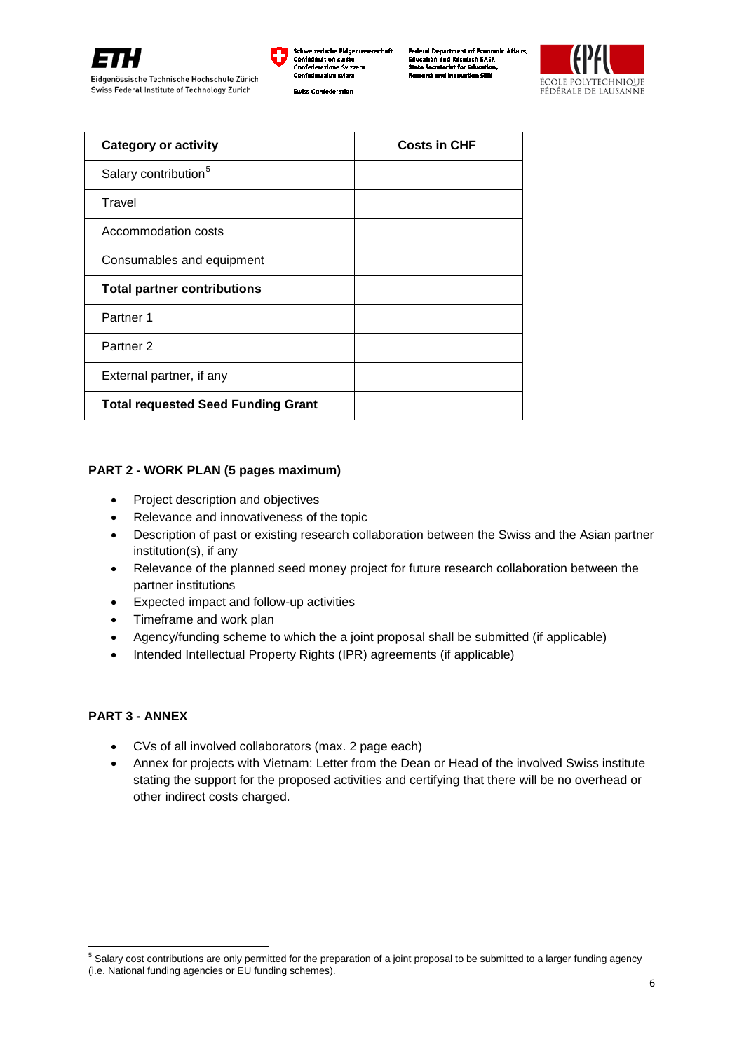| Category or activity | Costs in CHF |
| --- | --- |
| Salary contribution[5] | |
| Travel | |
| Accommodation costs | |
| Consumables and equipment | |
| **Total partner contributions** | |
| Partner 1 | |
| Partner 2 | |
| External partner, if any | |
| **Total requested Seed Funding Grant** | |

## PART 2 - WORK PLAN (5 pages maximum)

- Project description and objectives
- Relevance and innovativeness of the topic
- Description of past or existing research collaboration between the Swiss and the Asian partner institution(s), if any
- Relevance of the planned seed money project for future research collaboration between the partner institutions
- Expected impact and follow-up activities
- Timeframe and work plan
- Agency/funding scheme to which the a joint proposal shall be submitted (if applicable)
- Intended Intellectual Property Rights (IPR) agreements (if applicable)

## PART 3 - ANNEX

- CVs of all involved collaborators (max. 2 page each)
- Annex for projects with Vietnam: Letter from the Dean or Head of the involved Swiss institute stating the support for the proposed activities and certifying that there will be no overhead or other indirect costs charged.

---

[5] Salary cost contributions are only permitted for the preparation of a joint proposal to be submitted to a larger funding agency (i.e. National funding agencies or EU funding schemes).